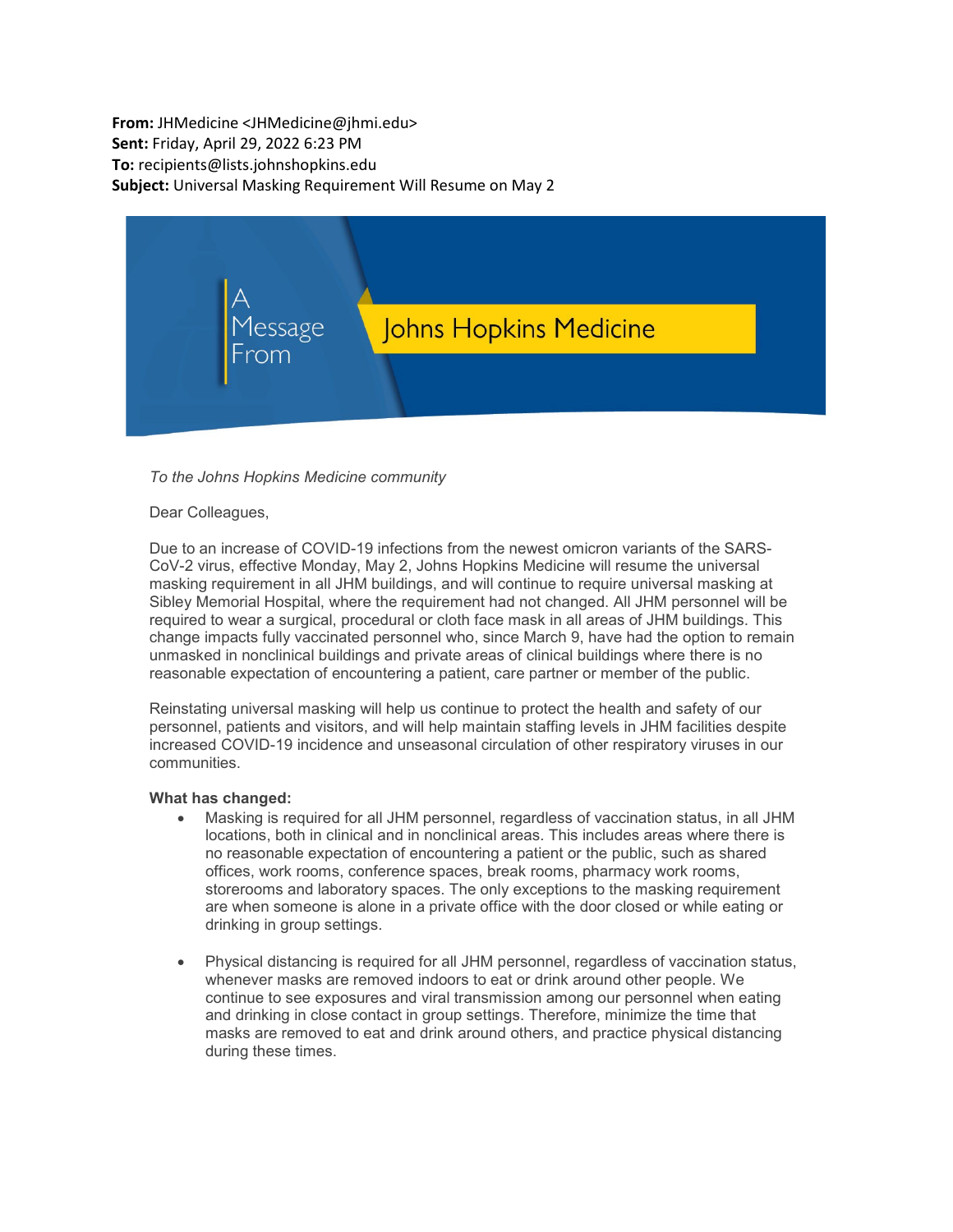**From:** JHMedicine <JHMedicine@jhmi.edu>
**Sent:** Friday, April 29, 2022 6:23 PM
**To:** recipients@lists.johnshopkins.edu
**Subject:** Universal Masking Requirement Will Resume on May 2

A Message From Johns Hopkins Medicine

*To the Johns Hopkins Medicine community*

Dear Colleagues,

Due to an increase of COVID-19 infections from the newest omicron variants of the SARS-CoV-2 virus, effective Monday, May 2, Johns Hopkins Medicine will resume the universal masking requirement in all JHM buildings, and will continue to require universal masking at Sibley Memorial Hospital, where the requirement had not changed. All JHM personnel will be required to wear a surgical, procedural or cloth face mask in all areas of JHM buildings. This change impacts fully vaccinated personnel who, since March 9, have had the option to remain unmasked in nonclinical buildings and private areas of clinical buildings where there is no reasonable expectation of encountering a patient, care partner or member of the public.

Reinstating universal masking will help us continue to protect the health and safety of our personnel, patients and visitors, and will help maintain staffing levels in JHM facilities despite increased COVID-19 incidence and unseasonal circulation of other respiratory viruses in our communities.

**What has changed:**

- Masking is required for all JHM personnel, regardless of vaccination status, in all JHM locations, both in clinical and in nonclinical areas. This includes areas where there is no reasonable expectation of encountering a patient or the public, such as shared offices, work rooms, conference spaces, break rooms, pharmacy work rooms, storerooms and laboratory spaces. The only exceptions to the masking requirement are when someone is alone in a private office with the door closed or while eating or drinking in group settings.

- Physical distancing is required for all JHM personnel, regardless of vaccination status, whenever masks are removed indoors to eat or drink around other people. We continue to see exposures and viral transmission among our personnel when eating and drinking in close contact in group settings. Therefore, minimize the time that masks are removed to eat and drink around others, and practice physical distancing during these times.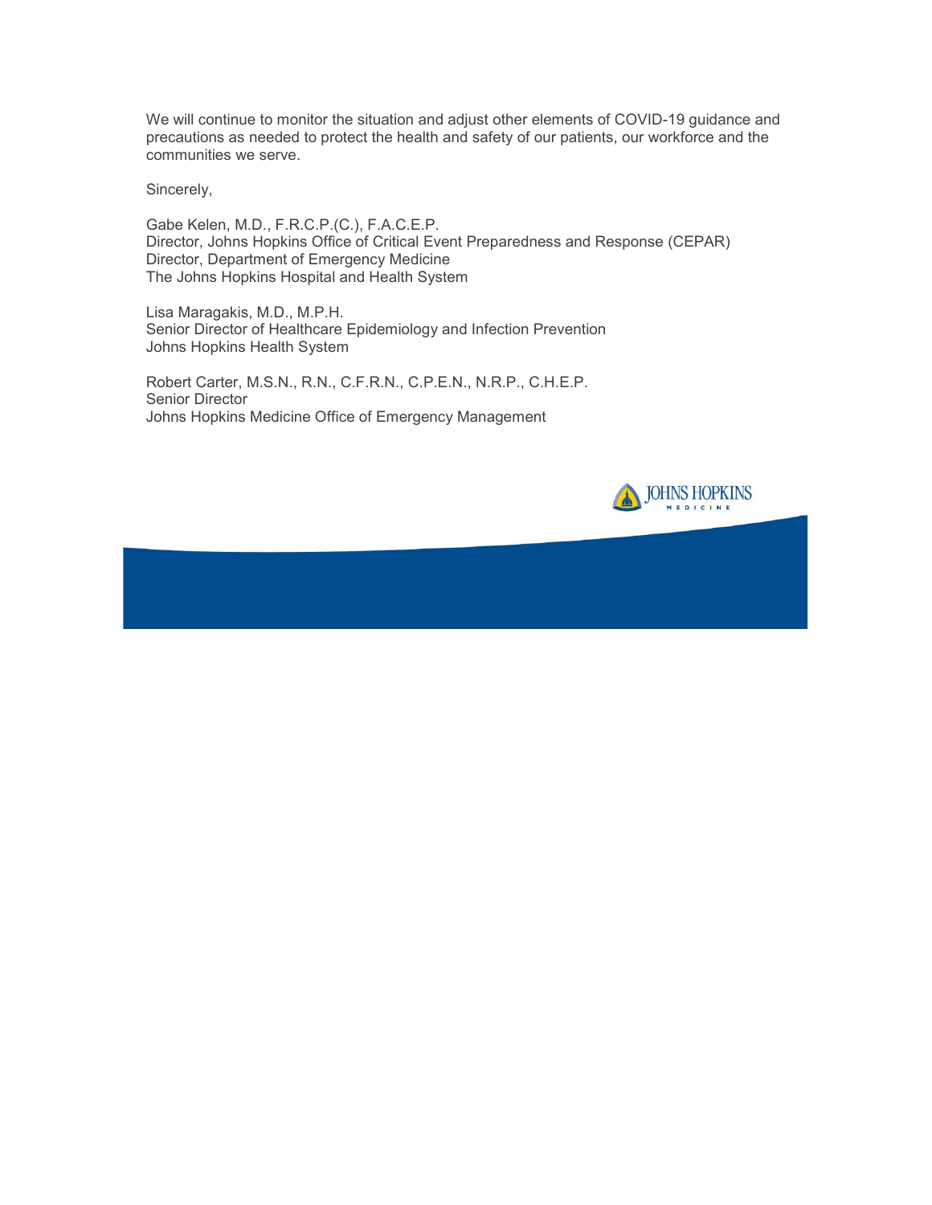We will continue to monitor the situation and adjust other elements of COVID-19 guidance and precautions as needed to protect the health and safety of our patients, our workforce and the communities we serve.

Sincerely,

Gabe Kelen, M.D., F.R.C.P.(C.), F.A.C.E.P.
Director, Johns Hopkins Office of Critical Event Preparedness and Response (CEPAR)
Director, Department of Emergency Medicine
The Johns Hopkins Hospital and Health System

Lisa Maragakis, M.D., M.P.H.
Senior Director of Healthcare Epidemiology and Infection Prevention
Johns Hopkins Health System

Robert Carter, M.S.N., R.N., C.F.R.N., C.P.E.N., N.R.P., C.H.E.P.
Senior Director
Johns Hopkins Medicine Office of Emergency Management

JOHNS HOPKINS
MEDICINE